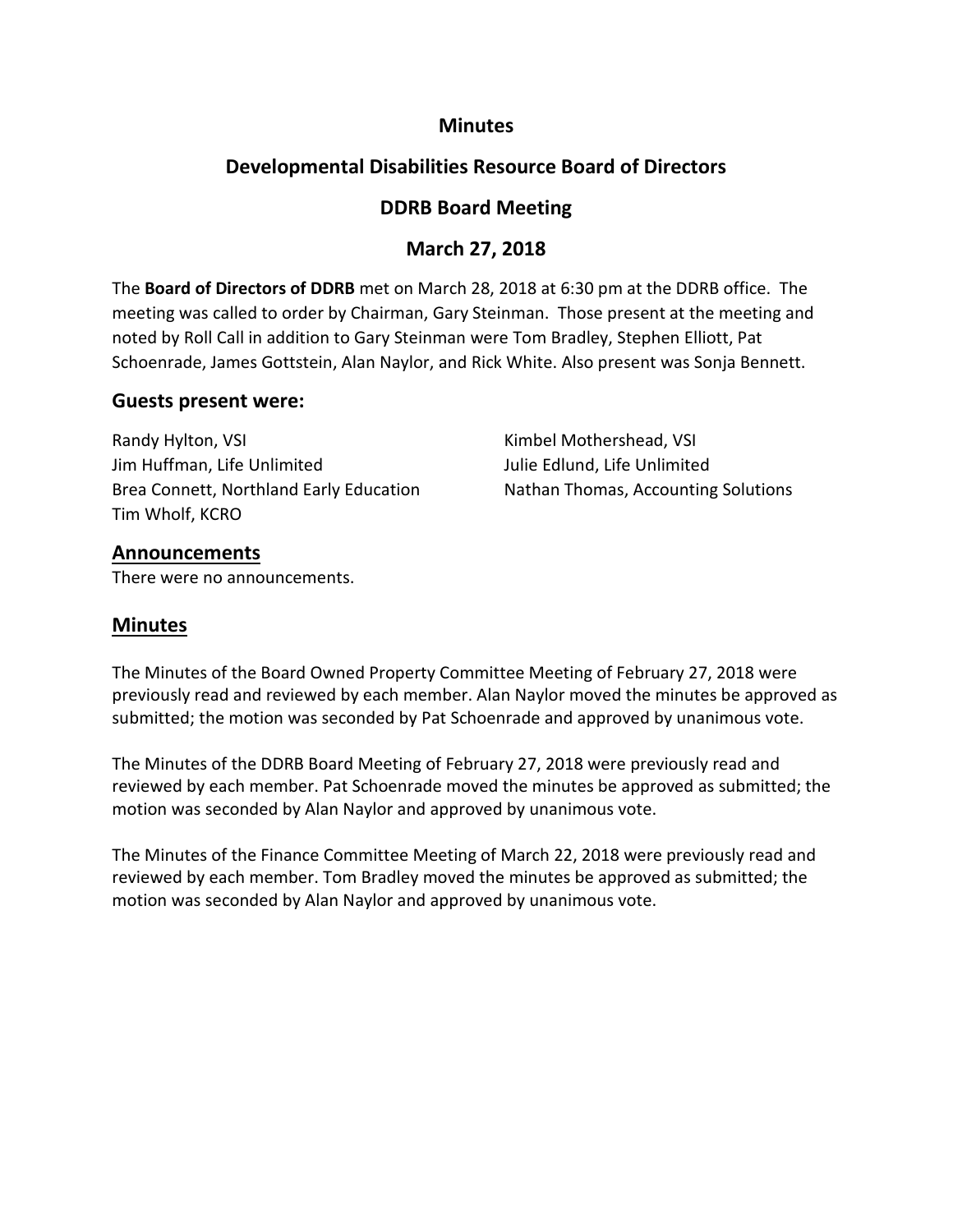# Minutes

## Developmental Disabilities Resource Board of Directors

## DDRB Board Meeting

## March 27, 2018

The **Board of Directors of DDRB** met on March 28, 2018 at 6:30 pm at the DDRB office. The meeting was called to order by Chairman, Gary Steinman. Those present at the meeting and noted by Roll Call in addition to Gary Steinman were Tom Bradley, Stephen Elliott, Pat Schoenrade, James Gottstein, Alan Naylor, and Rick White. Also present was Sonja Bennett.

### Guests present were:

Randy Hylton, VSI
Jim Huffman, Life Unlimited
Brea Connett, Northland Early Education
Tim Wholf, KCRO
Kimbel Mothershead, VSI
Julie Edlund, Life Unlimited
Nathan Thomas, Accounting Solutions

### Announcements

There were no announcements.

### Minutes

The Minutes of the Board Owned Property Committee Meeting of February 27, 2018 were previously read and reviewed by each member. Alan Naylor moved the minutes be approved as submitted; the motion was seconded by Pat Schoenrade and approved by unanimous vote.

The Minutes of the DDRB Board Meeting of February 27, 2018 were previously read and reviewed by each member. Pat Schoenrade moved the minutes be approved as submitted; the motion was seconded by Alan Naylor and approved by unanimous vote.

The Minutes of the Finance Committee Meeting of March 22, 2018 were previously read and reviewed by each member. Tom Bradley moved the minutes be approved as submitted; the motion was seconded by Alan Naylor and approved by unanimous vote.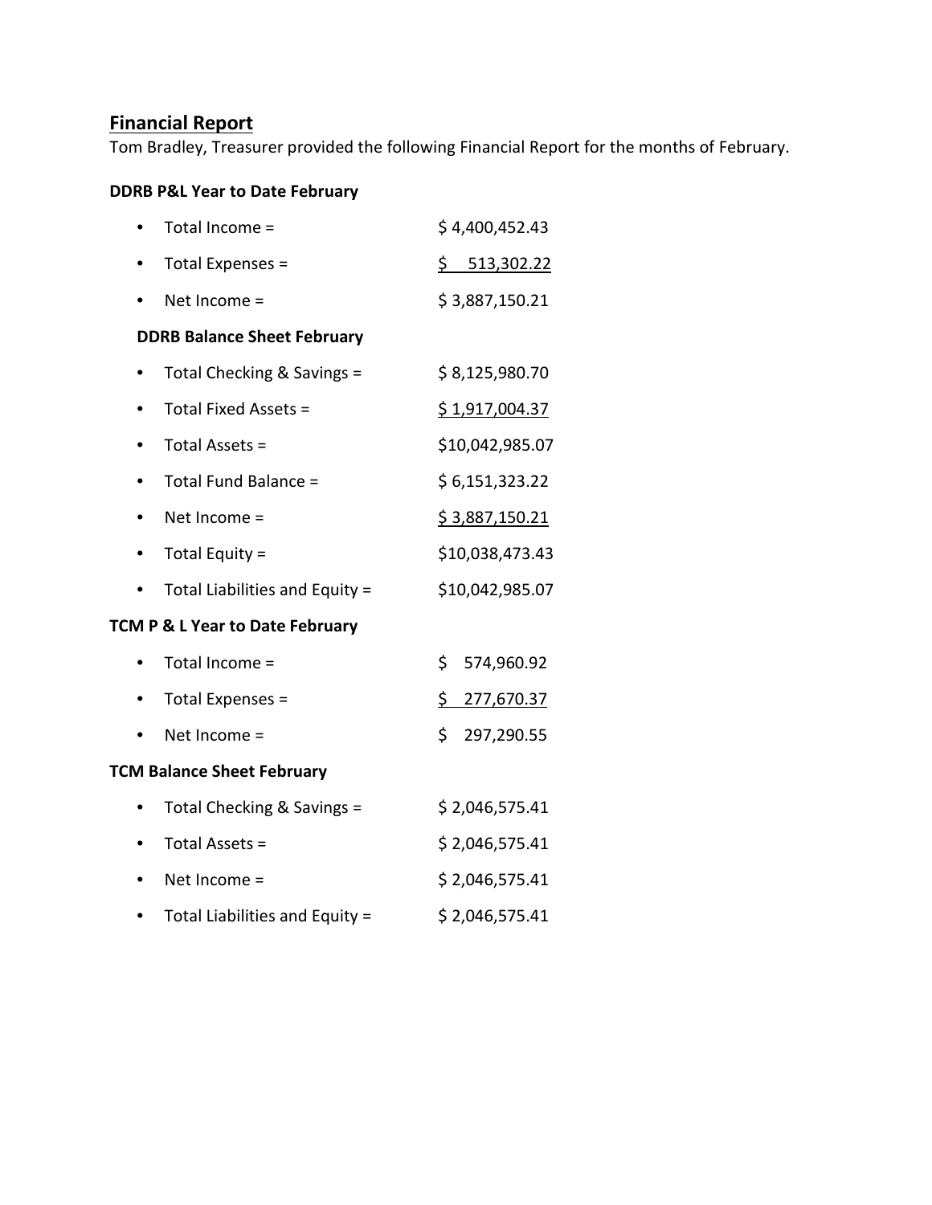## Financial Report

Tom Bradley, Treasurer provided the following Financial Report for the months of February.

**DDRB P&L Year to Date February**

- Total Income = $4,400,452.43
- Total Expenses = $ 513,302.22
- Net Income = $3,887,150.21

**DDRB Balance Sheet February**

- Total Checking & Savings = $8,125,980.70
- Total Fixed Assets = $1,917,004.37
- Total Assets = $10,042,985.07
- Total Fund Balance = $6,151,323.22
- Net Income = $3,887,150.21
- Total Equity = $10,038,473.43
- Total Liabilities and Equity = $10,042,985.07

**TCM P & L Year to Date February**

- Total Income = $ 574,960.92
- Total Expenses = $ 277,670.37
- Net Income = $ 297,290.55

**TCM Balance Sheet February**

- Total Checking & Savings = $2,046,575.41
- Total Assets = $2,046,575.41
- Net Income = $2,046,575.41
- Total Liabilities and Equity = $2,046,575.41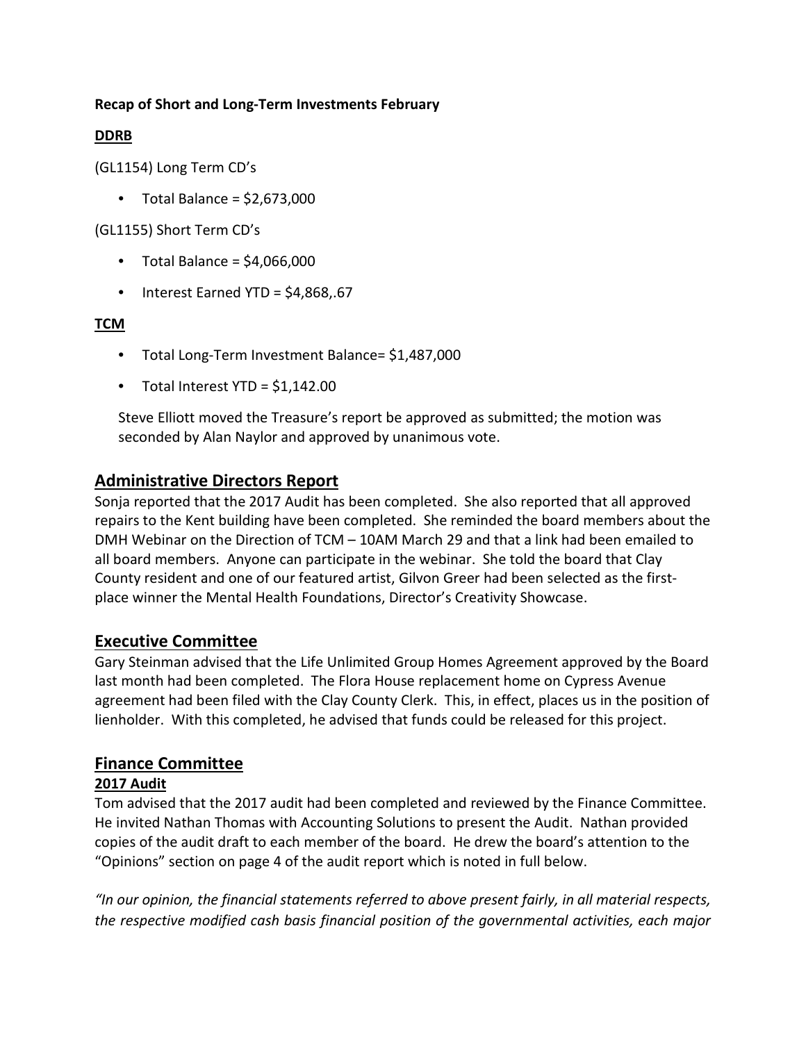**Recap of Short and Long-Term Investments February**

**DDRB**

(GL1154) Long Term CD's

- Total Balance = $2,673,000

(GL1155) Short Term CD's

- Total Balance = $4,066,000
- Interest Earned YTD = $4,868,.67

**TCM**

- Total Long-Term Investment Balance= $1,487,000
- Total Interest YTD = $1,142.00

Steve Elliott moved the Treasure's report be approved as submitted; the motion was seconded by Alan Naylor and approved by unanimous vote.

## Administrative Directors Report

Sonja reported that the 2017 Audit has been completed. She also reported that all approved repairs to the Kent building have been completed. She reminded the board members about the DMH Webinar on the Direction of TCM – 10AM March 29 and that a link had been emailed to all board members. Anyone can participate in the webinar. She told the board that Clay County resident and one of our featured artist, Gilvon Greer had been selected as the first-place winner the Mental Health Foundations, Director's Creativity Showcase.

## Executive Committee

Gary Steinman advised that the Life Unlimited Group Homes Agreement approved by the Board last month had been completed. The Flora House replacement home on Cypress Avenue agreement had been filed with the Clay County Clerk. This, in effect, places us in the position of lienholder. With this completed, he advised that funds could be released for this project.

## Finance Committee

### 2017 Audit

Tom advised that the 2017 audit had been completed and reviewed by the Finance Committee. He invited Nathan Thomas with Accounting Solutions to present the Audit. Nathan provided copies of the audit draft to each member of the board. He drew the board's attention to the "Opinions" section on page 4 of the audit report which is noted in full below.

*"In our opinion, the financial statements referred to above present fairly, in all material respects, the respective modified cash basis financial position of the governmental activities, each major*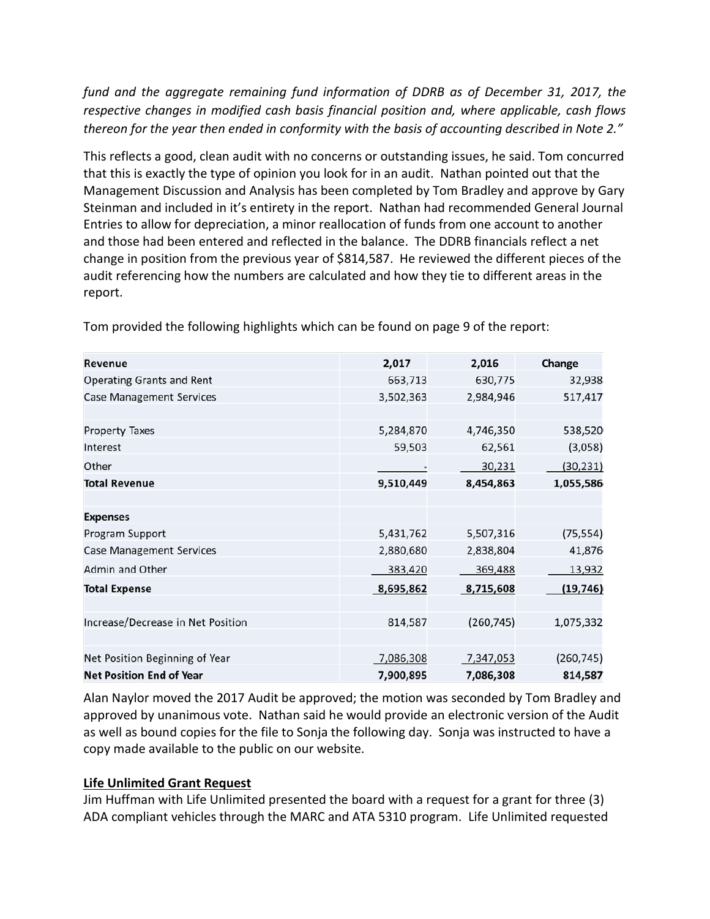*fund and the aggregate remaining fund information of DDRB as of December 31, 2017, the respective changes in modified cash basis financial position and, where applicable, cash flows thereon for the year then ended in conformity with the basis of accounting described in Note 2."*

This reflects a good, clean audit with no concerns or outstanding issues, he said. Tom concurred that this is exactly the type of opinion you look for in an audit. Nathan pointed out that the Management Discussion and Analysis has been completed by Tom Bradley and approve by Gary Steinman and included in it's entirety in the report. Nathan had recommended General Journal Entries to allow for depreciation, a minor reallocation of funds from one account to another and those had been entered and reflected in the balance. The DDRB financials reflect a net change in position from the previous year of $814,587. He reviewed the different pieces of the audit referencing how the numbers are calculated and how they tie to different areas in the report.

Tom provided the following highlights which can be found on page 9 of the report:

| **Revenue** | **2,017** | **2,016** | **Change** |
|---|---|---|---|
| Operating Grants and Rent | 663,713 | 630,775 | 32,938 |
| Case Management Services | 3,502,363 | 2,984,946 | 517,417 |
| | | | |
| Property Taxes | 5,284,870 | 4,746,350 | 538,520 |
| Interest | 59,503 | 62,561 | (3,058) |
| Other | - | 30,231 | (30,231) |
| **Total Revenue** | **9,510,449** | **8,454,863** | **1,055,586** |
| | | | |
| **Expenses** | | | |
| Program Support | 5,431,762 | 5,507,316 | (75,554) |
| Case Management Services | 2,880,680 | 2,838,804 | 41,876 |
| Admin and Other | 383,420 | 369,488 | 13,932 |
| **Total Expense** | **8,695,862** | **8,715,608** | **(19,746)** |
| | | | |
| Increase/Decrease in Net Position | 814,587 | (260,745) | 1,075,332 |
| | | | |
| Net Position Beginning of Year | 7,086,308 | 7,347,053 | (260,745) |
| **Net Position End of Year** | **7,900,895** | **7,086,308** | **814,587** |

Alan Naylor moved the 2017 Audit be approved; the motion was seconded by Tom Bradley and approved by unanimous vote. Nathan said he would provide an electronic version of the Audit as well as bound copies for the file to Sonja the following day. Sonja was instructed to have a copy made available to the public on our website.

**Life Unlimited Grant Request**

Jim Huffman with Life Unlimited presented the board with a request for a grant for three (3) ADA compliant vehicles through the MARC and ATA 5310 program. Life Unlimited requested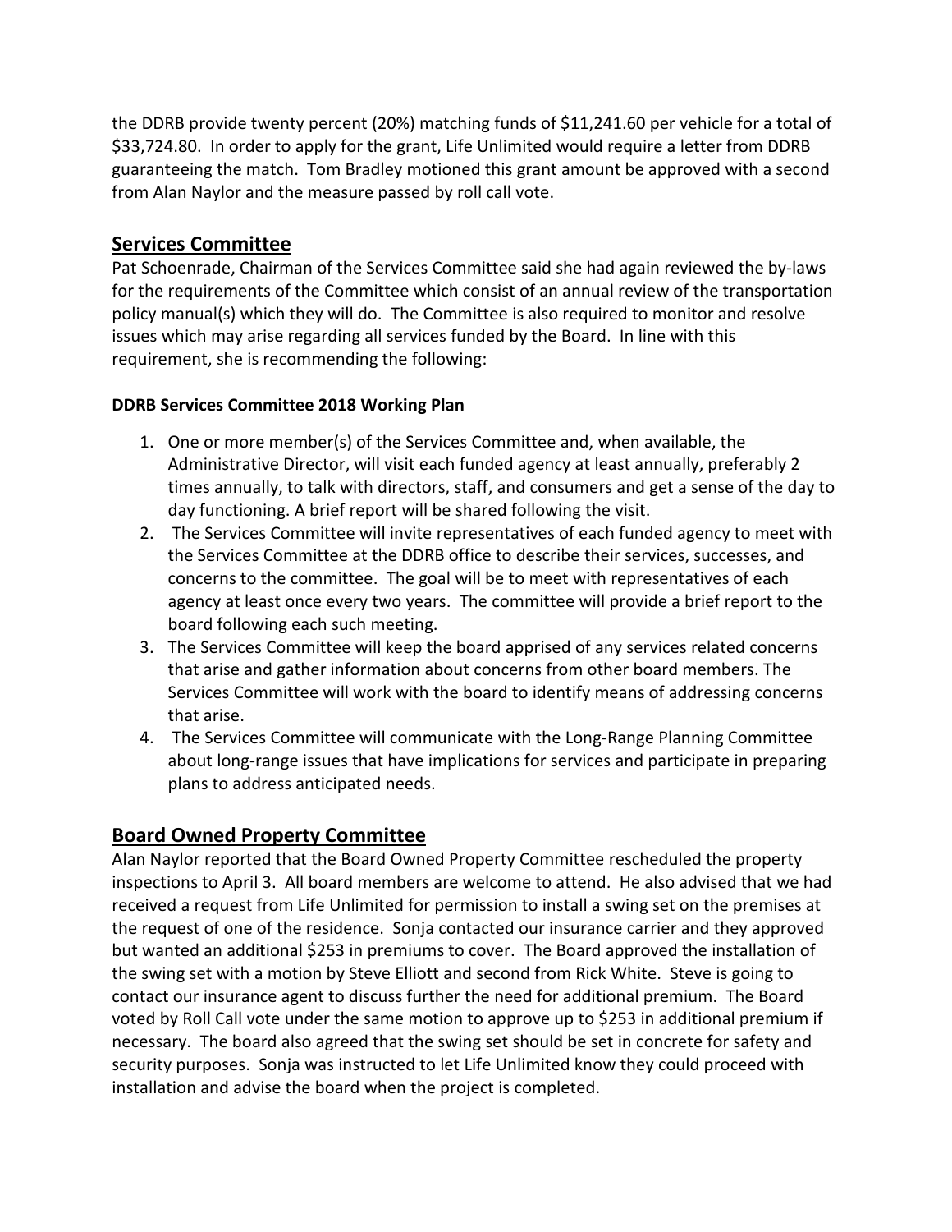the DDRB provide twenty percent (20%) matching funds of $11,241.60 per vehicle for a total of $33,724.80. In order to apply for the grant, Life Unlimited would require a letter from DDRB guaranteeing the match. Tom Bradley motioned this grant amount be approved with a second from Alan Naylor and the measure passed by roll call vote.

## Services Committee

Pat Schoenrade, Chairman of the Services Committee said she had again reviewed the by-laws for the requirements of the Committee which consist of an annual review of the transportation policy manual(s) which they will do. The Committee is also required to monitor and resolve issues which may arise regarding all services funded by the Board. In line with this requirement, she is recommending the following:

**DDRB Services Committee 2018 Working Plan**

1. One or more member(s) of the Services Committee and, when available, the Administrative Director, will visit each funded agency at least annually, preferably 2 times annually, to talk with directors, staff, and consumers and get a sense of the day to day functioning. A brief report will be shared following the visit.
2. The Services Committee will invite representatives of each funded agency to meet with the Services Committee at the DDRB office to describe their services, successes, and concerns to the committee. The goal will be to meet with representatives of each agency at least once every two years. The committee will provide a brief report to the board following each such meeting.
3. The Services Committee will keep the board apprised of any services related concerns that arise and gather information about concerns from other board members. The Services Committee will work with the board to identify means of addressing concerns that arise.
4. The Services Committee will communicate with the Long-Range Planning Committee about long-range issues that have implications for services and participate in preparing plans to address anticipated needs.

## Board Owned Property Committee

Alan Naylor reported that the Board Owned Property Committee rescheduled the property inspections to April 3. All board members are welcome to attend. He also advised that we had received a request from Life Unlimited for permission to install a swing set on the premises at the request of one of the residence. Sonja contacted our insurance carrier and they approved but wanted an additional $253 in premiums to cover. The Board approved the installation of the swing set with a motion by Steve Elliott and second from Rick White. Steve is going to contact our insurance agent to discuss further the need for additional premium. The Board voted by Roll Call vote under the same motion to approve up to $253 in additional premium if necessary. The board also agreed that the swing set should be set in concrete for safety and security purposes. Sonja was instructed to let Life Unlimited know they could proceed with installation and advise the board when the project is completed.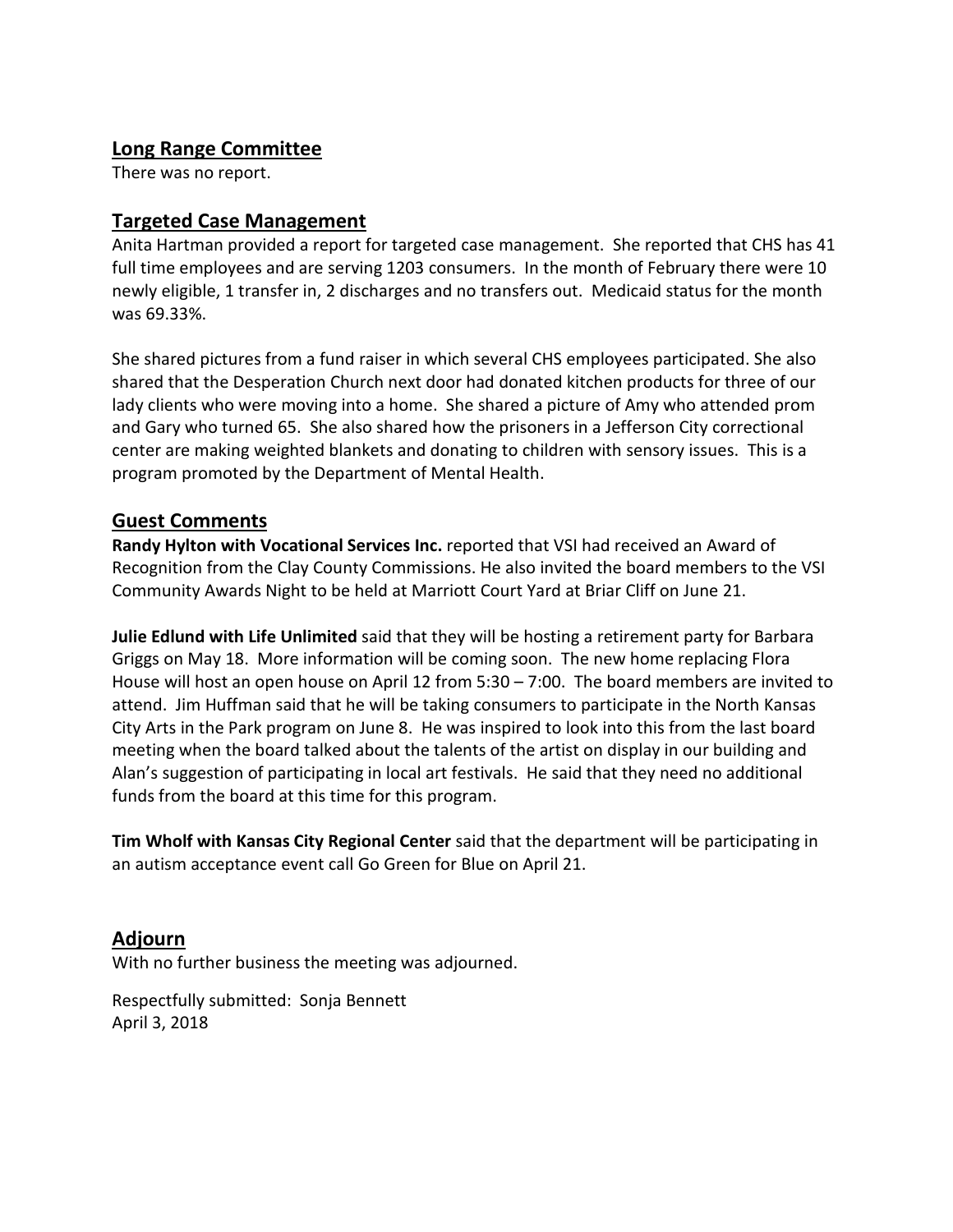## Long Range Committee

There was no report.

## Targeted Case Management

Anita Hartman provided a report for targeted case management. She reported that CHS has 41 full time employees and are serving 1203 consumers. In the month of February there were 10 newly eligible, 1 transfer in, 2 discharges and no transfers out. Medicaid status for the month was 69.33%.

She shared pictures from a fund raiser in which several CHS employees participated. She also shared that the Desperation Church next door had donated kitchen products for three of our lady clients who were moving into a home. She shared a picture of Amy who attended prom and Gary who turned 65. She also shared how the prisoners in a Jefferson City correctional center are making weighted blankets and donating to children with sensory issues. This is a program promoted by the Department of Mental Health.

## Guest Comments

**Randy Hylton with Vocational Services Inc.** reported that VSI had received an Award of Recognition from the Clay County Commissions. He also invited the board members to the VSI Community Awards Night to be held at Marriott Court Yard at Briar Cliff on June 21.

**Julie Edlund with Life Unlimited** said that they will be hosting a retirement party for Barbara Griggs on May 18. More information will be coming soon. The new home replacing Flora House will host an open house on April 12 from 5:30 – 7:00. The board members are invited to attend. Jim Huffman said that he will be taking consumers to participate in the North Kansas City Arts in the Park program on June 8. He was inspired to look into this from the last board meeting when the board talked about the talents of the artist on display in our building and Alan's suggestion of participating in local art festivals. He said that they need no additional funds from the board at this time for this program.

**Tim Wholf with Kansas City Regional Center** said that the department will be participating in an autism acceptance event call Go Green for Blue on April 21.

## Adjourn

With no further business the meeting was adjourned.

Respectfully submitted: Sonja Bennett
April 3, 2018